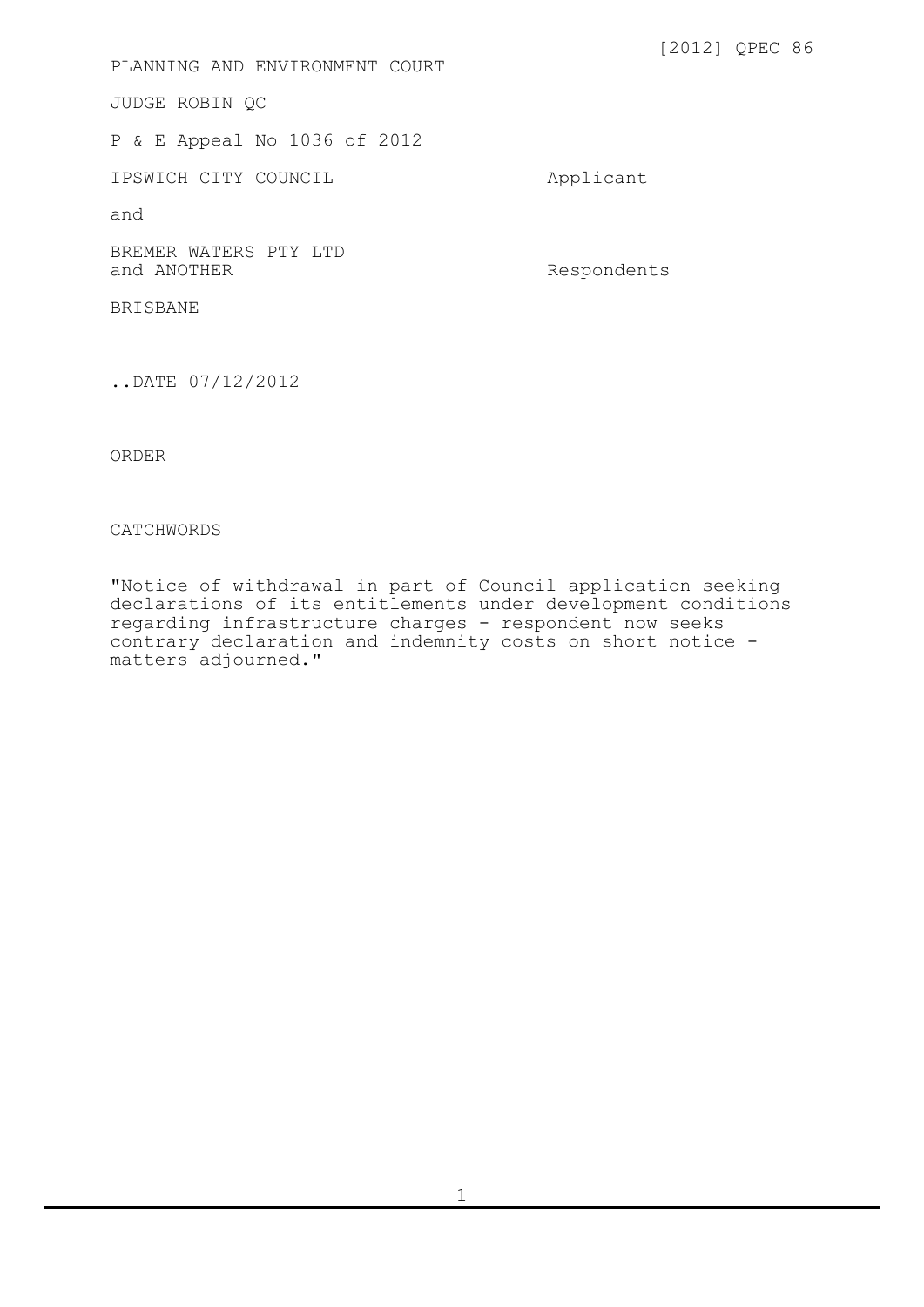[2012] QPEC 86

PLANNING AND ENVIRONMENT COURT

JUDGE ROBIN QC

P & E Appeal No 1036 of 2012

| | |
|---|---|
| IPSWICH CITY COUNCIL | Applicant |
| and | |
| BREMER WATERS PTY LTD and ANOTHER | Respondents |

BRISBANE

..DATE 07/12/2012

ORDER

CATCHWORDS

"Notice of withdrawal in part of Council application seeking declarations of its entitlements under development conditions regarding infrastructure charges - respondent now seeks contrary declaration and indemnity costs on short notice - matters adjourned."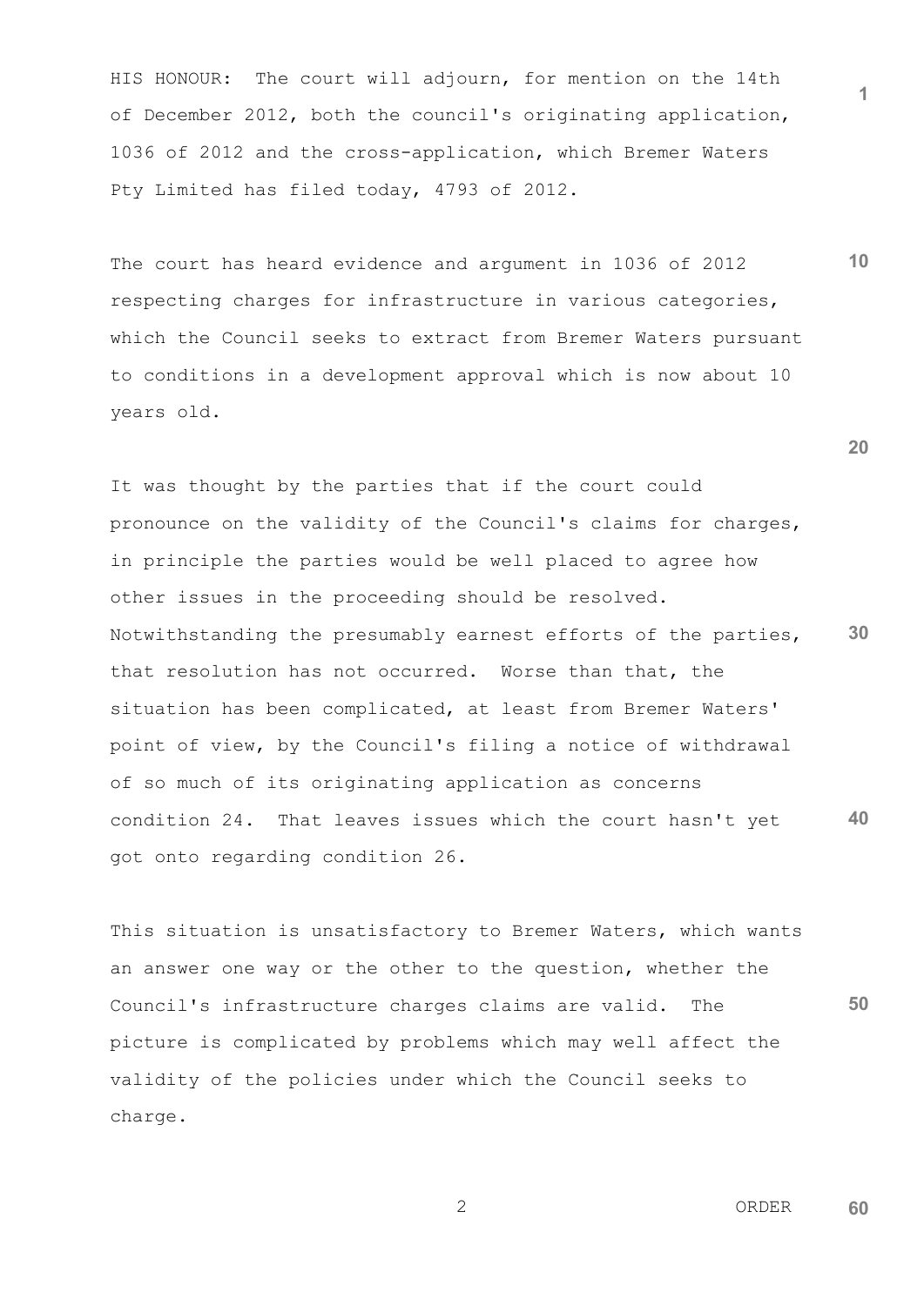HIS HONOUR: The court will adjourn, for mention on the 14th of December 2012, both the council's originating application, 1036 of 2012 and the cross-application, which Bremer Waters Pty Limited has filed today, 4793 of 2012.

The court has heard evidence and argument in 1036 of 2012 respecting charges for infrastructure in various categories, which the Council seeks to extract from Bremer Waters pursuant to conditions in a development approval which is now about 10 years old.

It was thought by the parties that if the court could pronounce on the validity of the Council's claims for charges, in principle the parties would be well placed to agree how other issues in the proceeding should be resolved. Notwithstanding the presumably earnest efforts of the parties, that resolution has not occurred. Worse than that, the situation has been complicated, at least from Bremer Waters' point of view, by the Council's filing a notice of withdrawal of so much of its originating application as concerns condition 24. That leaves issues which the court hasn't yet got onto regarding condition 26.

This situation is unsatisfactory to Bremer Waters, which wants an answer one way or the other to the question, whether the Council's infrastructure charges claims are valid. The picture is complicated by problems which may well affect the validity of the policies under which the Council seeks to charge.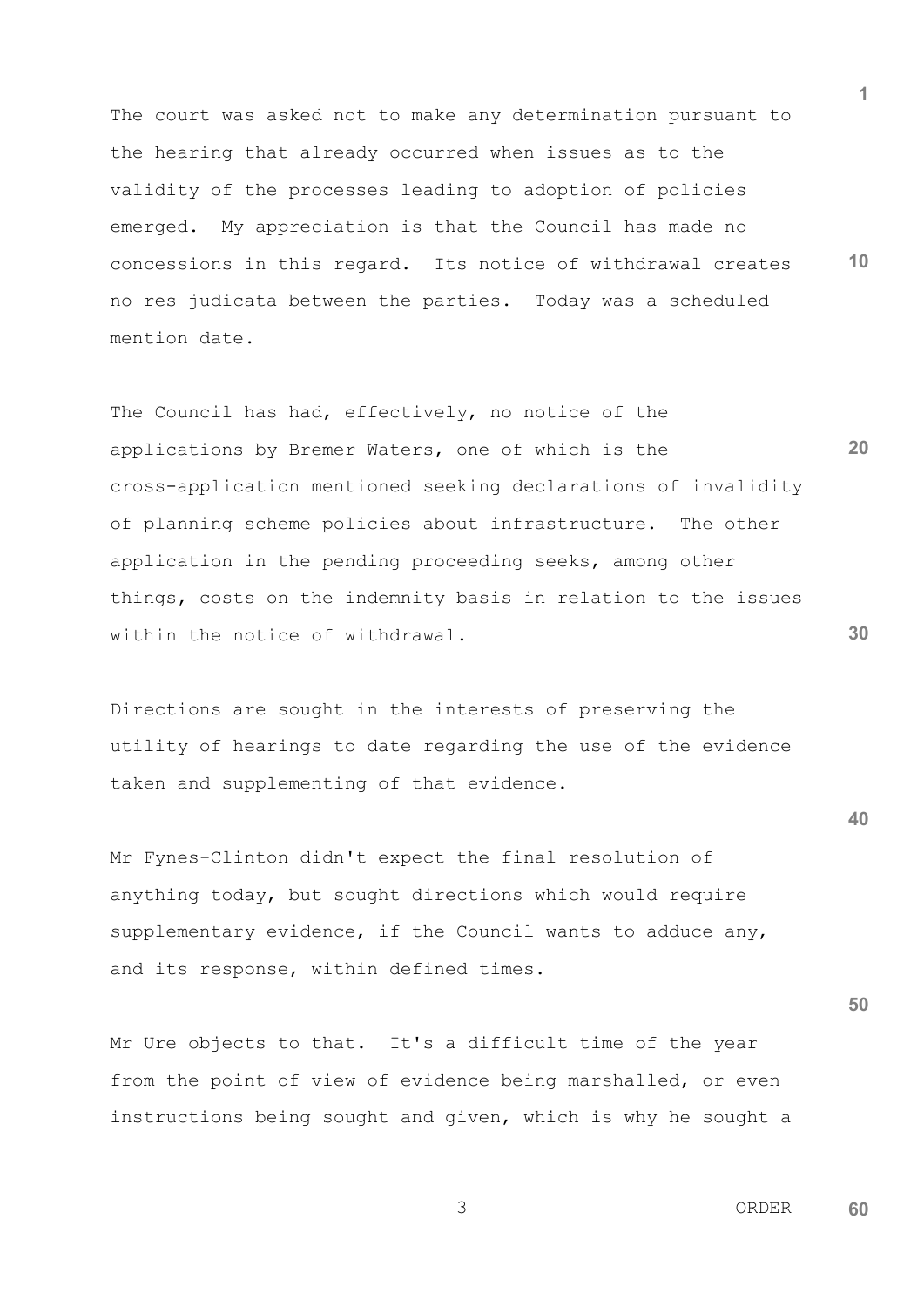The court was asked not to make any determination pursuant to the hearing that already occurred when issues as to the validity of the processes leading to adoption of policies emerged. My appreciation is that the Council has made no concessions in this regard. Its notice of withdrawal creates no res judicata between the parties. Today was a scheduled mention date.

The Council has had, effectively, no notice of the applications by Bremer Waters, one of which is the cross-application mentioned seeking declarations of invalidity of planning scheme policies about infrastructure. The other application in the pending proceeding seeks, among other things, costs on the indemnity basis in relation to the issues within the notice of withdrawal.

Directions are sought in the interests of preserving the utility of hearings to date regarding the use of the evidence taken and supplementing of that evidence.

Mr Fynes-Clinton didn't expect the final resolution of anything today, but sought directions which would require supplementary evidence, if the Council wants to adduce any, and its response, within defined times.

Mr Ure objects to that. It's a difficult time of the year from the point of view of evidence being marshalled, or even instructions being sought and given, which is why he sought a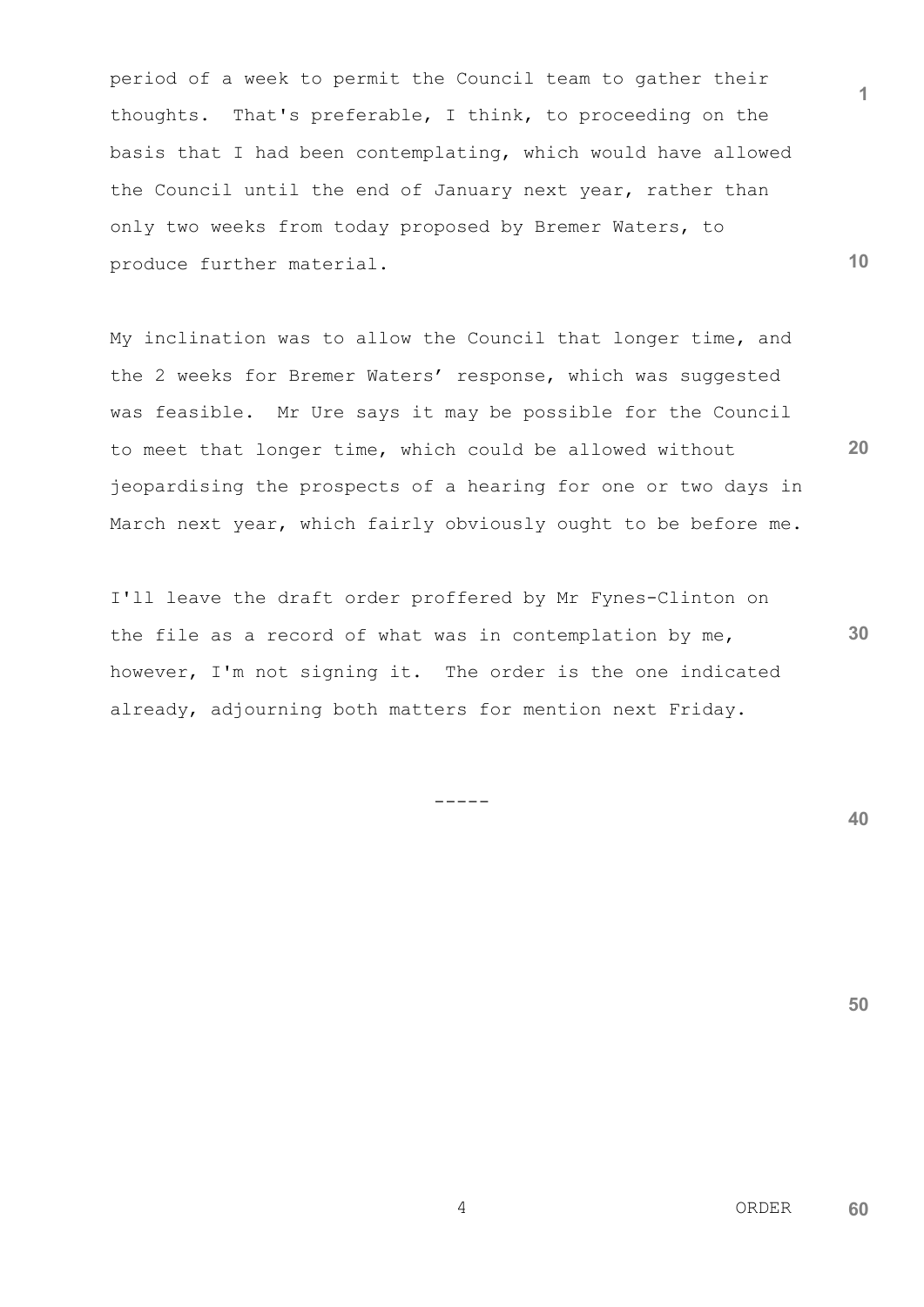period of a week to permit the Council team to gather their thoughts. That's preferable, I think, to proceeding on the basis that I had been contemplating, which would have allowed the Council until the end of January next year, rather than only two weeks from today proposed by Bremer Waters, to produce further material.

My inclination was to allow the Council that longer time, and the 2 weeks for Bremer Waters' response, which was suggested was feasible. Mr Ure says it may be possible for the Council to meet that longer time, which could be allowed without jeopardising the prospects of a hearing for one or two days in March next year, which fairly obviously ought to be before me.

I'll leave the draft order proffered by Mr Fynes-Clinton on the file as a record of what was in contemplation by me, however, I'm not signing it. The order is the one indicated already, adjourning both matters for mention next Friday.

-----